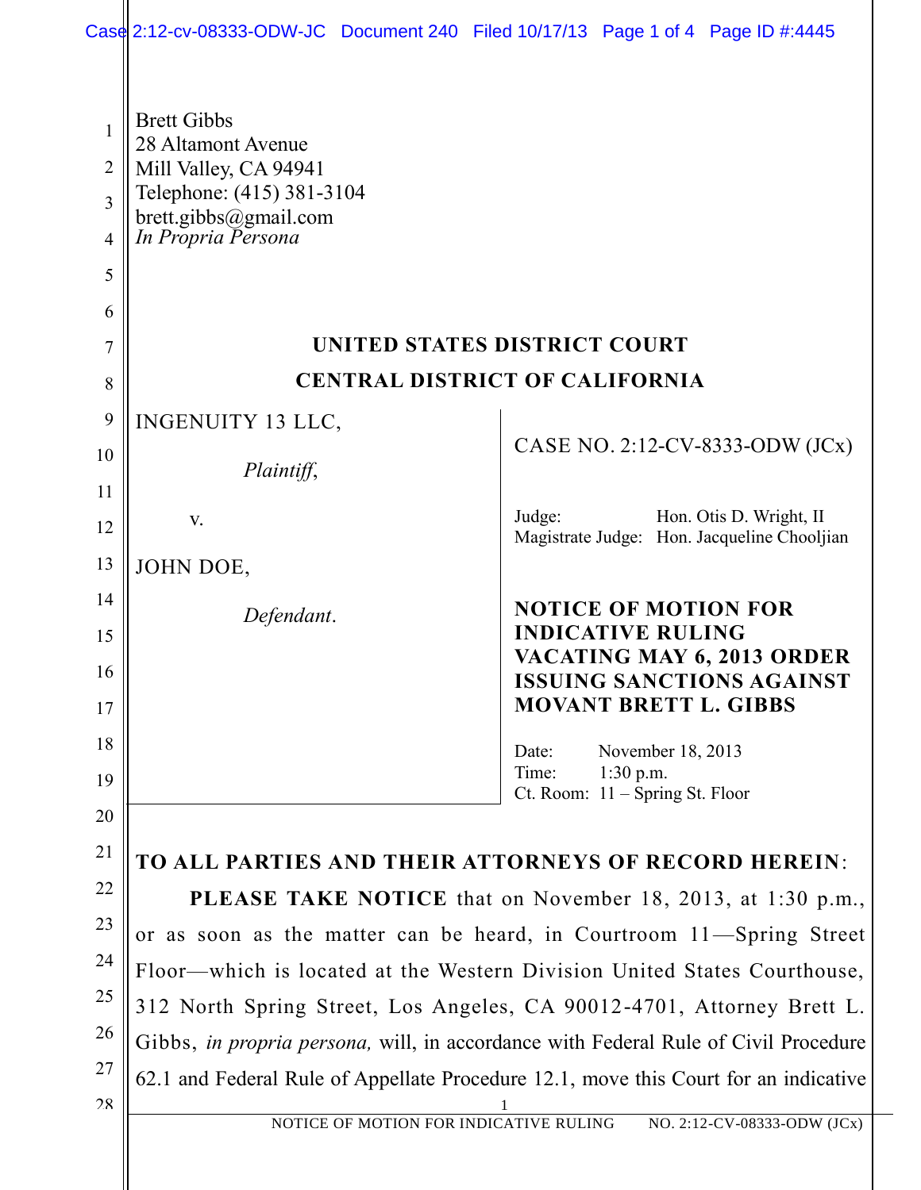Brett Gibbs
28 Altamont Avenue
Mill Valley, CA 94941
Telephone: (415) 381-3104
brett.gibbs@gmail.com
*In Propria Persona*

**UNITED STATES DISTRICT COURT**

**CENTRAL DISTRICT OF CALIFORNIA**

| | |
|---|---|
| INGENUITY 13 LLC,<br><br>*Plaintiff*,<br><br>v.<br><br>JOHN DOE,<br><br>*Defendant*. | CASE NO. 2:12-CV-8333-ODW (JCx)<br><br>Judge: Hon. Otis D. Wright, II<br>Magistrate Judge: Hon. Jacqueline Chooljian<br><br>**NOTICE OF MOTION FOR INDICATIVE RULING VACATING MAY 6, 2013 ORDER ISSUING SANCTIONS AGAINST MOVANT BRETT L. GIBBS**<br><br>Date: November 18, 2013<br>Time: 1:30 p.m.<br>Ct. Room: 11 – Spring St. Floor |

**TO ALL PARTIES AND THEIR ATTORNEYS OF RECORD HEREIN**:

**PLEASE TAKE NOTICE** that on November 18, 2013, at 1:30 p.m., or as soon as the matter can be heard, in Courtroom 11—Spring Street Floor—which is located at the Western Division United States Courthouse, 312 North Spring Street, Los Angeles, CA 90012-4701, Attorney Brett L. Gibbs, *in propria persona,* will, in accordance with Federal Rule of Civil Procedure 62.1 and Federal Rule of Appellate Procedure 12.1, move this Court for an indicative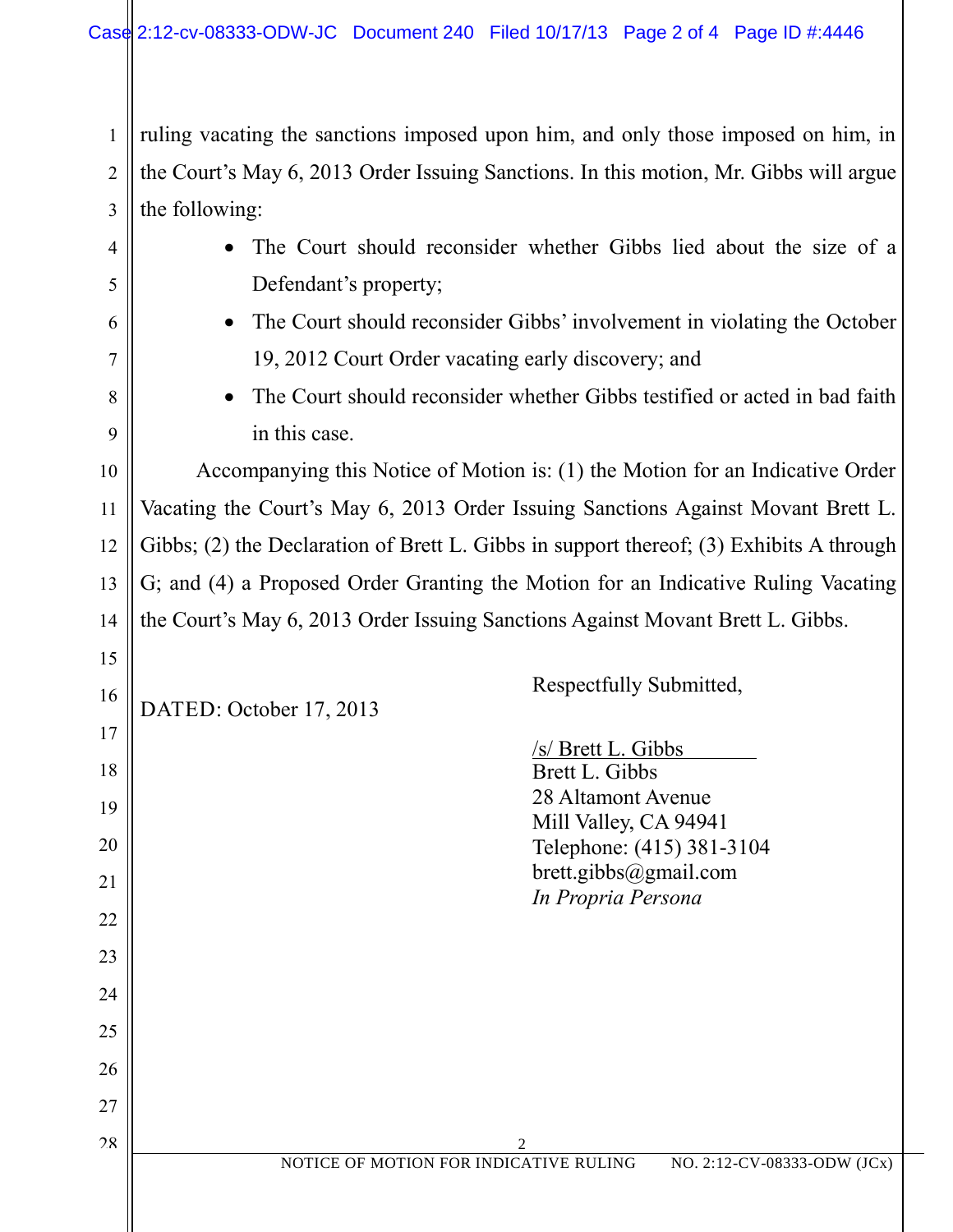ruling vacating the sanctions imposed upon him, and only those imposed on him, in the Court's May 6, 2013 Order Issuing Sanctions. In this motion, Mr. Gibbs will argue the following:

- The Court should reconsider whether Gibbs lied about the size of a Defendant's property;
- The Court should reconsider Gibbs' involvement in violating the October 19, 2012 Court Order vacating early discovery; and
- The Court should reconsider whether Gibbs testified or acted in bad faith in this case.

Accompanying this Notice of Motion is: (1) the Motion for an Indicative Order Vacating the Court's May 6, 2013 Order Issuing Sanctions Against Movant Brett L. Gibbs; (2) the Declaration of Brett L. Gibbs in support thereof; (3) Exhibits A through G; and (4) a Proposed Order Granting the Motion for an Indicative Ruling Vacating the Court's May 6, 2013 Order Issuing Sanctions Against Movant Brett L. Gibbs.

DATED: October 17, 2013

Respectfully Submitted,

/s/ Brett L. Gibbs
Brett L. Gibbs
28 Altamont Avenue
Mill Valley, CA 94941
Telephone: (415) 381-3104
brett.gibbs@gmail.com
*In Propria Persona*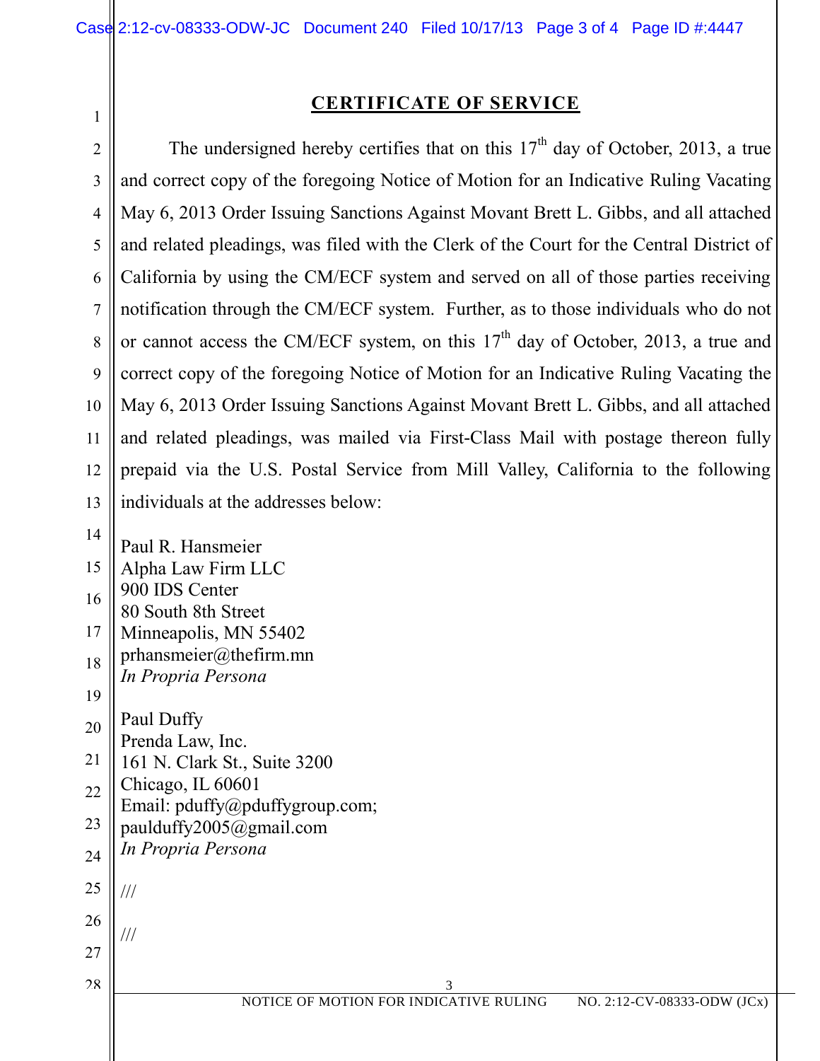## CERTIFICATE OF SERVICE

The undersigned hereby certifies that on this 17th day of October, 2013, a true and correct copy of the foregoing Notice of Motion for an Indicative Ruling Vacating May 6, 2013 Order Issuing Sanctions Against Movant Brett L. Gibbs, and all attached and related pleadings, was filed with the Clerk of the Court for the Central District of California by using the CM/ECF system and served on all of those parties receiving notification through the CM/ECF system. Further, as to those individuals who do not or cannot access the CM/ECF system, on this 17th day of October, 2013, a true and correct copy of the foregoing Notice of Motion for an Indicative Ruling Vacating the May 6, 2013 Order Issuing Sanctions Against Movant Brett L. Gibbs, and all attached and related pleadings, was mailed via First-Class Mail with postage thereon fully prepaid via the U.S. Postal Service from Mill Valley, California to the following individuals at the addresses below:

Paul R. Hansmeier
Alpha Law Firm LLC
900 IDS Center
80 South 8th Street
Minneapolis, MN 55402
prhansmeier@thefirm.mn
*In Propria Persona*

Paul Duffy
Prenda Law, Inc.
161 N. Clark St., Suite 3200
Chicago, IL 60601
Email: pduffy@pduffygroup.com;
paulduffy2005@gmail.com
*In Propria Persona*

///

///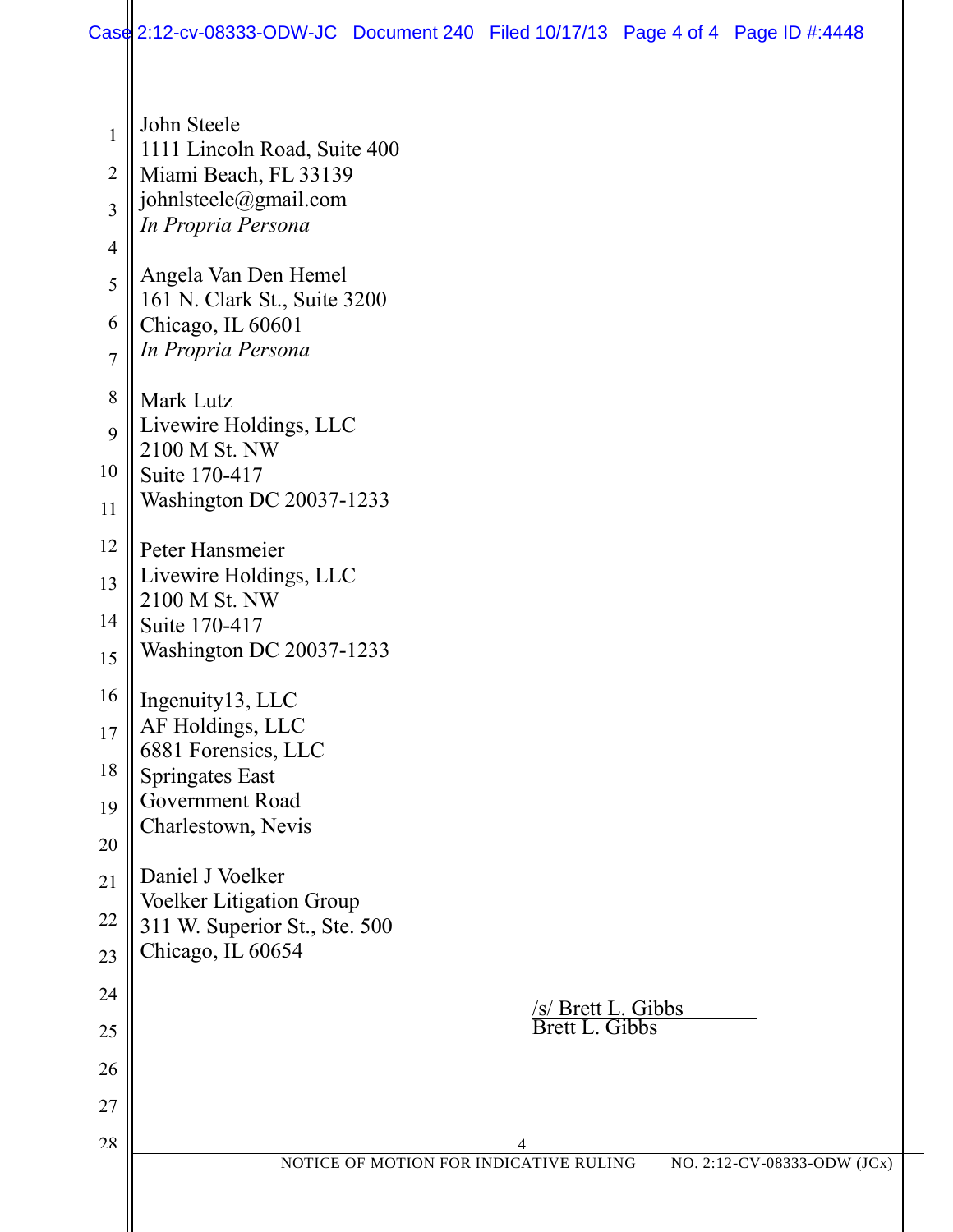John Steele
1111 Lincoln Road, Suite 400
Miami Beach, FL 33139
johnlsteele@gmail.com
*In Propria Persona*

Angela Van Den Hemel
161 N. Clark St., Suite 3200
Chicago, IL 60601
*In Propria Persona*

Mark Lutz
Livewire Holdings, LLC
2100 M St. NW
Suite 170-417
Washington DC 20037-1233

Peter Hansmeier
Livewire Holdings, LLC
2100 M St. NW
Suite 170-417
Washington DC 20037-1233

Ingenuity13, LLC
AF Holdings, LLC
6881 Forensics, LLC
Springates East
Government Road
Charlestown, Nevis

Daniel J Voelker
Voelker Litigation Group
311 W. Superior St., Ste. 500
Chicago, IL 60654

/s/ Brett L. Gibbs
Brett L. Gibbs

NOTICE OF MOTION FOR INDICATIVE RULING NO. 2:12-CV-08333-ODW (JCx)